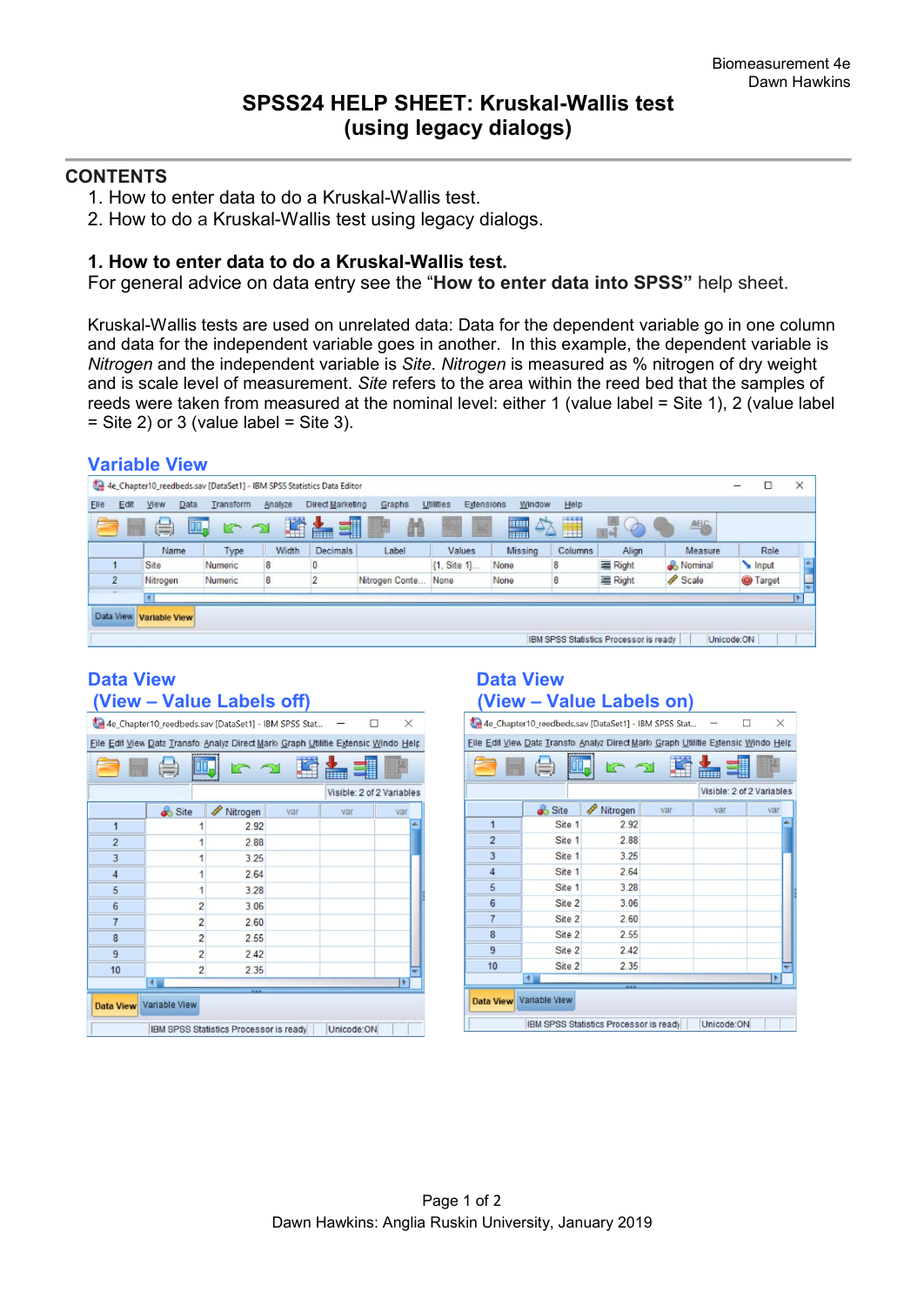Biomeasurement 4e
Dawn Hawkins

# SPSS24 HELP SHEET: Kruskal-Wallis test (using legacy dialogs)

## CONTENTS

1. How to enter data to do a Kruskal-Wallis test.
2. How to do a Kruskal-Wallis test using legacy dialogs.

### 1. How to enter data to do a Kruskal-Wallis test.

For general advice on data entry see the "**How to enter data into SPSS"** help sheet.

Kruskal-Wallis tests are used on unrelated data: Data for the dependent variable go in one column and data for the independent variable goes in another. In this example, the dependent variable is *Nitrogen* and the independent variable is *Site*. *Nitrogen* is measured as % nitrogen of dry weight and is scale level of measurement. *Site* refers to the area within the reed bed that the samples of reeds were taken from measured at the nominal level: either 1 (value label = Site 1), 2 (value label = Site 2) or 3 (value label = Site 3).

**Variable View**

| | Name | Type | Width | Decimals | Label | Values | Missing | Columns | Align | Measure | Role |
|---|---|---|---|---|---|---|---|---|---|---|---|
| 1 | Site | Numeric | 8 | 0 | | {1, Site 1}... | None | 8 | Right | Nominal | Input |
| 2 | Nitrogen | Numeric | 8 | 2 | Nitrogen Conte... | None | None | 8 | Right | Scale | Target |

**Data View (View – Value Labels off)**

| | Site | Nitrogen |
|---|---|---|
| 1 | 1 | 2.92 |
| 2 | 1 | 2.88 |
| 3 | 1 | 3.25 |
| 4 | 1 | 2.64 |
| 5 | 1 | 3.28 |
| 6 | 2 | 3.06 |
| 7 | 2 | 2.60 |
| 8 | 2 | 2.55 |
| 9 | 2 | 2.42 |
| 10 | 2 | 2.35 |

**Data View (View – Value Labels on)**

| | Site | Nitrogen |
|---|---|---|
| 1 | Site 1 | 2.92 |
| 2 | Site 1 | 2.88 |
| 3 | Site 1 | 3.25 |
| 4 | Site 1 | 2.64 |
| 5 | Site 1 | 3.28 |
| 6 | Site 2 | 3.06 |
| 7 | Site 2 | 2.60 |
| 8 | Site 2 | 2.55 |
| 9 | Site 2 | 2.42 |
| 10 | Site 2 | 2.35 |

Dawn Hawkins: Anglia Ruskin University, January 2019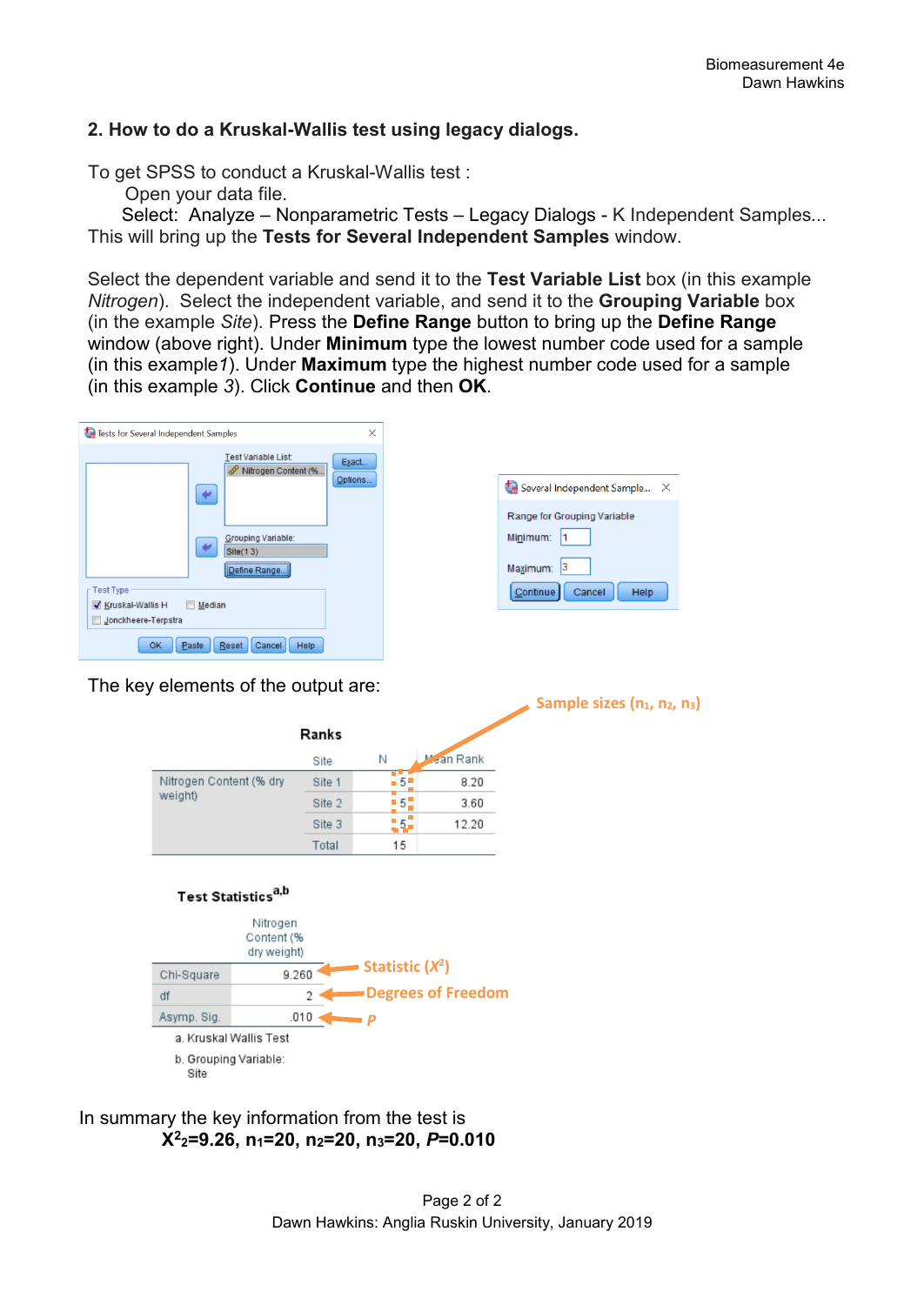## 2. How to do a Kruskal-Wallis test using legacy dialogs.

To get SPSS to conduct a Kruskal-Wallis test :

Open your data file.

Select: Analyze – Nonparametric Tests – Legacy Dialogs - K Independent Samples...

This will bring up the **Tests for Several Independent Samples** window.

Select the dependent variable and send it to the **Test Variable List** box (in this example *Nitrogen*). Select the independent variable, and send it to the **Grouping Variable** box (in the example *Site*). Press the **Define Range** button to bring up the **Define Range** window (above right). Under **Minimum** type the lowest number code used for a sample (in this example *1*). Under **Maximum** type the highest number code used for a sample (in this example *3*). Click **Continue** and then **OK**.

Tests for Several Independent Samples

Test Variable List: Nitrogen Content (%...

Exact...

Options...

Grouping Variable: Site(1 3)

Define Range...

Test Type

Kruskal-Wallis H

Median

Jonckheere-Terpstra

OK Paste Reset Cancel Help

Several Independent Sample...

Range for Grouping Variable

Minimum: 1

Maximum: 3

Continue Cancel Help

The key elements of the output are:

**Ranks**

| | Site | N | Mean Rank |
|---|---|---|---|
| Nitrogen Content (% dry weight) | Site 1 | 5 | 8.20 |
| | Site 2 | 5 | 3.60 |
| | Site 3 | 5 | 12.20 |
| | Total | 15 | |

Sample sizes ($n_1$, $n_2$, $n_3$)

**Test Statistics**[a,b]

| | Nitrogen Content (% dry weight) |
|---|---|
| Chi-Square | 9.260 |
| df | 2 |
| Asymp. Sig. | .010 |

a. Kruskal Wallis Test

b. Grouping Variable: Site

Statistic ($X^2$)

Degrees of Freedom

*P*

In summary the key information from the test is

**$X^2_2$=9.26, $n_1$=20, $n_2$=20, $n_3$=20, *P*=0.010**